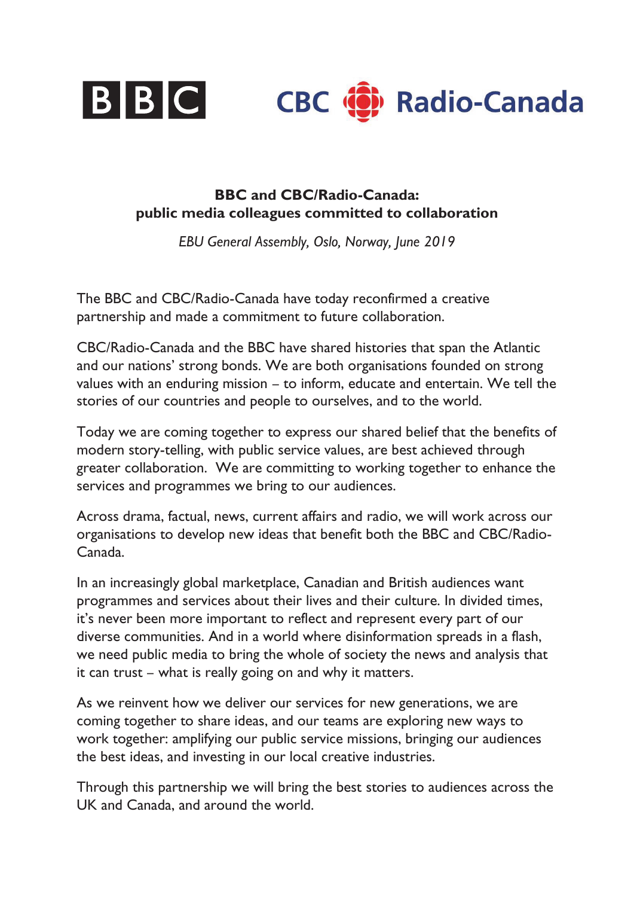BBC | CBC Radio-Canada

## BBC and CBC/Radio-Canada: public media colleagues committed to collaboration

*EBU General Assembly, Oslo, Norway, June 2019*

The BBC and CBC/Radio-Canada have today reconfirmed a creative partnership and made a commitment to future collaboration.

CBC/Radio-Canada and the BBC have shared histories that span the Atlantic and our nations' strong bonds. We are both organisations founded on strong values with an enduring mission – to inform, educate and entertain. We tell the stories of our countries and people to ourselves, and to the world.

Today we are coming together to express our shared belief that the benefits of modern story-telling, with public service values, are best achieved through greater collaboration. We are committing to working together to enhance the services and programmes we bring to our audiences.

Across drama, factual, news, current affairs and radio, we will work across our organisations to develop new ideas that benefit both the BBC and CBC/Radio-Canada.

In an increasingly global marketplace, Canadian and British audiences want programmes and services about their lives and their culture. In divided times, it's never been more important to reflect and represent every part of our diverse communities. And in a world where disinformation spreads in a flash, we need public media to bring the whole of society the news and analysis that it can trust – what is really going on and why it matters.

As we reinvent how we deliver our services for new generations, we are coming together to share ideas, and our teams are exploring new ways to work together: amplifying our public service missions, bringing our audiences the best ideas, and investing in our local creative industries.

Through this partnership we will bring the best stories to audiences across the UK and Canada, and around the world.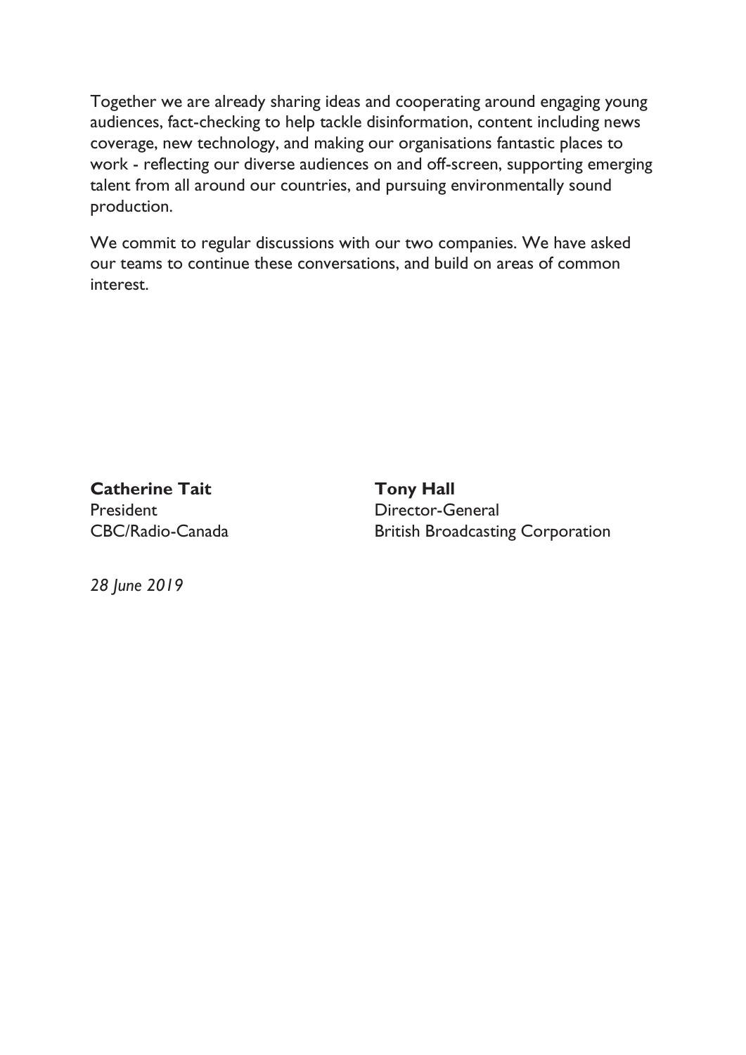Together we are already sharing ideas and cooperating around engaging young audiences, fact-checking to help tackle disinformation, content including news coverage, new technology, and making our organisations fantastic places to work - reflecting our diverse audiences on and off-screen, supporting emerging talent from all around our countries, and pursuing environmentally sound production.

We commit to regular discussions with our two companies. We have asked our teams to continue these conversations, and build on areas of common interest.

**Catherine Tait**
President
CBC/Radio-Canada

**Tony Hall**
Director-General
British Broadcasting Corporation

*28 June 2019*